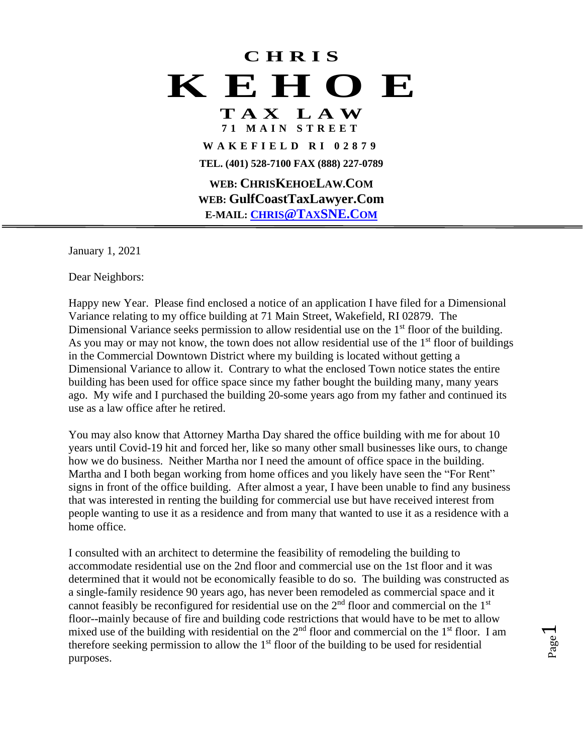# CHRIS KEHOE

## TAX LAW

**71 MAIN STREET**

**WAKEFIELD RI 02879**

**TEL. (401) 528-7100 FAX (888) 227-0789**

**WEB: CHRISKEHOELAW.COM**

**WEB: GulfCoastTaxLawyer.Com**

**E-MAIL: CHRIS@TAXSNE.COM**

---

January 1, 2021

Dear Neighbors:

Happy new Year. Please find enclosed a notice of an application I have filed for a Dimensional Variance relating to my office building at 71 Main Street, Wakefield, RI 02879. The Dimensional Variance seeks permission to allow residential use on the 1st floor of the building. As you may or may not know, the town does not allow residential use of the 1st floor of buildings in the Commercial Downtown District where my building is located without getting a Dimensional Variance to allow it. Contrary to what the enclosed Town notice states the entire building has been used for office space since my father bought the building many, many years ago. My wife and I purchased the building 20-some years ago from my father and continued its use as a law office after he retired.

You may also know that Attorney Martha Day shared the office building with me for about 10 years until Covid-19 hit and forced her, like so many other small businesses like ours, to change how we do business. Neither Martha nor I need the amount of office space in the building. Martha and I both began working from home offices and you likely have seen the "For Rent" signs in front of the office building. After almost a year, I have been unable to find any business that was interested in renting the building for commercial use but have received interest from people wanting to use it as a residence and from many that wanted to use it as a residence with a home office.

I consulted with an architect to determine the feasibility of remodeling the building to accommodate residential use on the 2nd floor and commercial use on the 1st floor and it was determined that it would not be economically feasible to do so. The building was constructed as a single-family residence 90 years ago, has never been remodeled as commercial space and it cannot feasibly be reconfigured for residential use on the 2nd floor and commercial on the 1st floor--mainly because of fire and building code restrictions that would have to be met to allow mixed use of the building with residential on the 2nd floor and commercial on the 1st floor. I am therefore seeking permission to allow the 1st floor of the building to be used for residential purposes.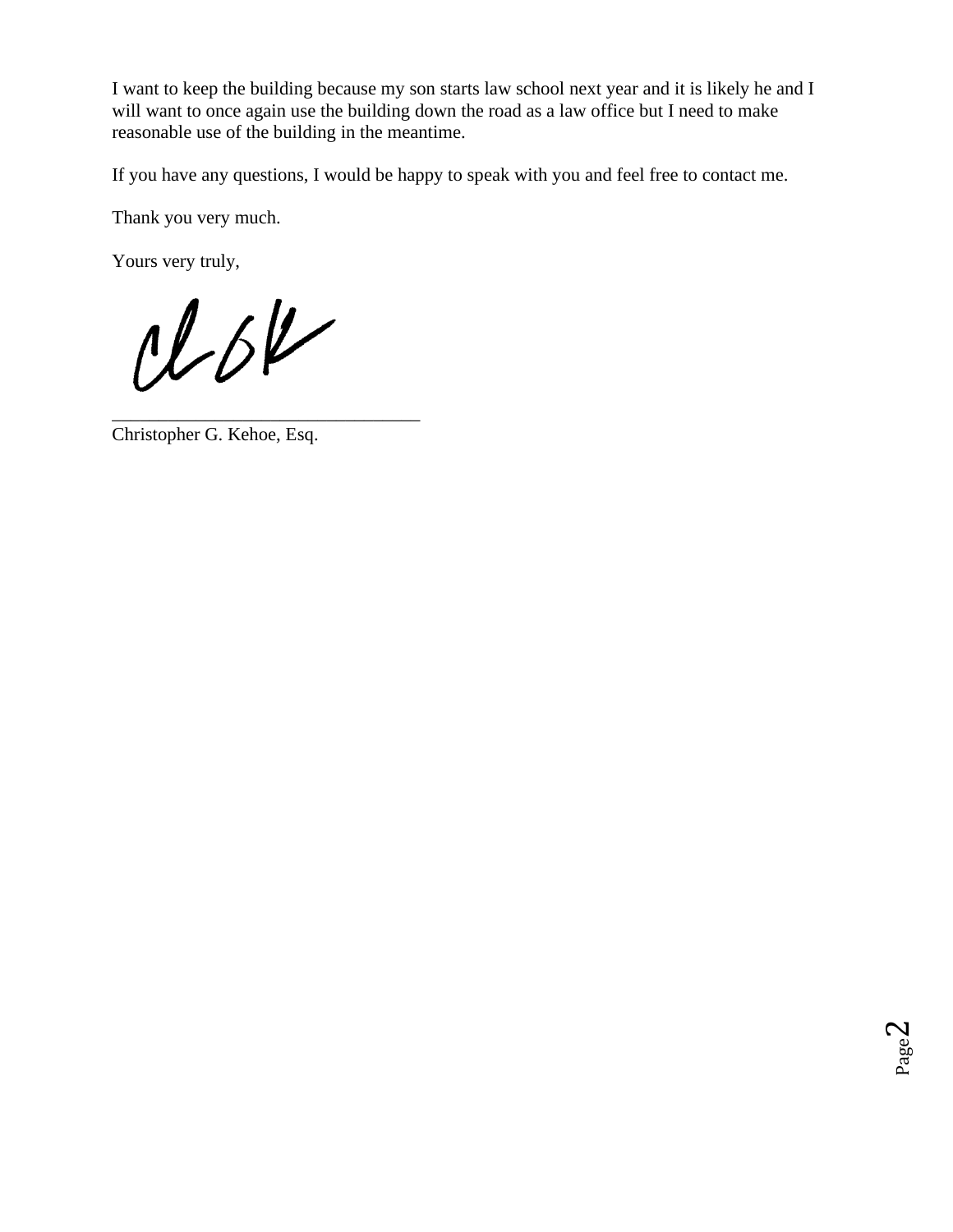I want to keep the building because my son starts law school next year and it is likely he and I will want to once again use the building down the road as a law office but I need to make reasonable use of the building in the meantime.

If you have any questions, I would be happy to speak with you and feel free to contact me.

Thank you very much.

Yours very truly,

\_\_\_\_\_\_\_\_\_\_\_\_\_\_\_\_\_\_\_\_\_\_\_\_\_\_\_\_\_\_\_\_\_\_\_\_

Christopher G. Kehoe, Esq.